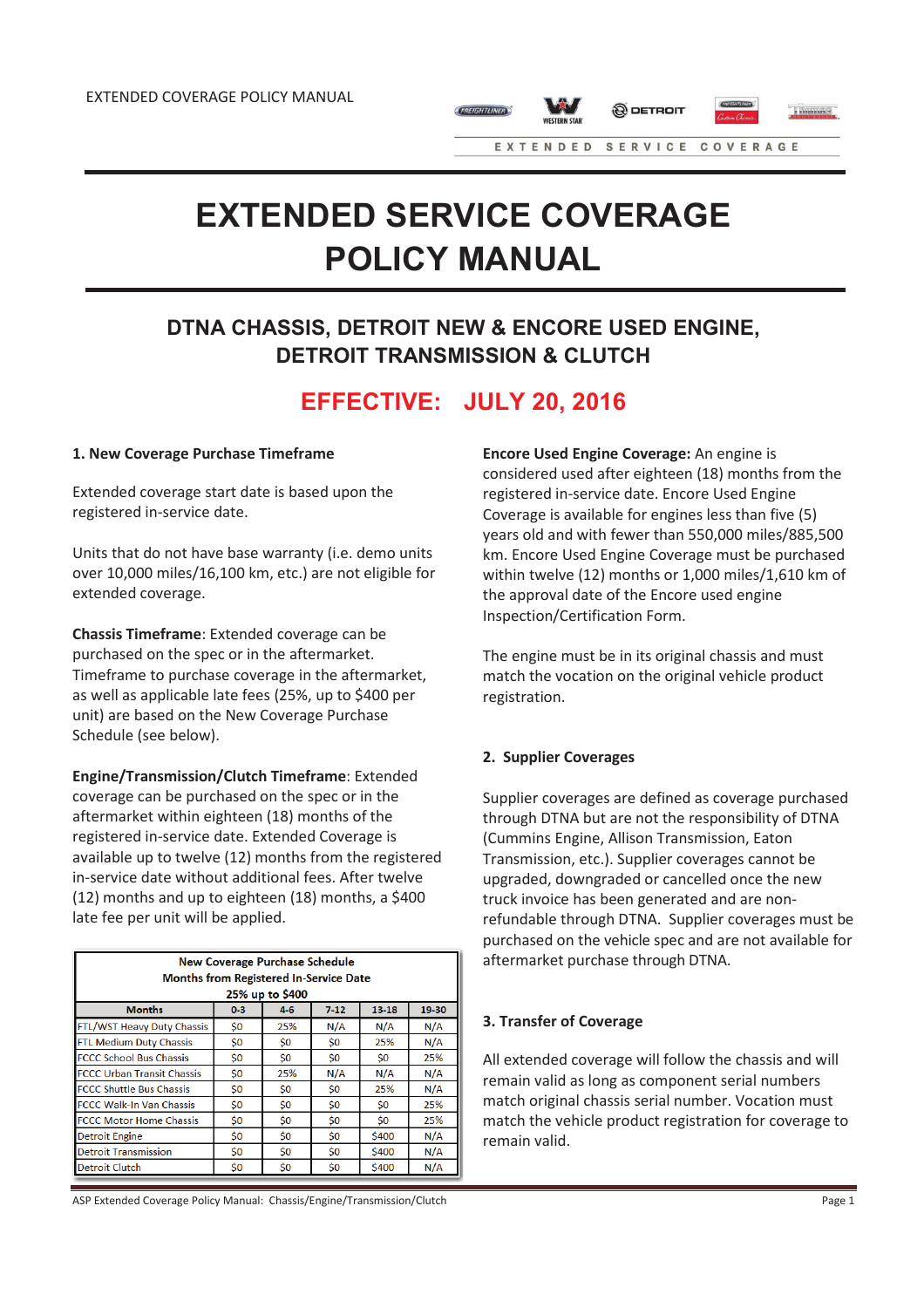# EXTENDED SERVICE COVERAGE POLICY MANUAL

## DTNA CHASSIS, DETROIT NEW & ENCORE USED ENGINE, DETROIT TRANSMISSION & CLUTCH

## EFFECTIVE: JULY 20, 2016

### 1. New Coverage Purchase Timeframe

Extended coverage start date is based upon the registered in-service date.

Units that do not have base warranty (i.e. demo units over 10,000 miles/16,100 km, etc.) are not eligible for extended coverage.

**Chassis Timeframe**: Extended coverage can be purchased on the spec or in the aftermarket. Timeframe to purchase coverage in the aftermarket, as well as applicable late fees (25%, up to $400 per unit) are based on the New Coverage Purchase Schedule (see below).

**Engine/Transmission/Clutch Timeframe**: Extended coverage can be purchased on the spec or in the aftermarket within eighteen (18) months of the registered in-service date. Extended Coverage is available up to twelve (12) months from the registered in-service date without additional fees. After twelve (12) months and up to eighteen (18) months, a $400 late fee per unit will be applied.

| New Coverage Purchase Schedule<br>Months from Registered In-Service Date<br>25% up to $400 | | | | | |
|---|---|---|---|---|---|
| **Months** | **0-3** | **4-6** | **7-12** | **13-18** | **19-30** |
| FTL/WST Heavy Duty Chassis | $0 | 25% | N/A | N/A | N/A |
| FTL Medium Duty Chassis | $0 | $0 | $0 | 25% | N/A |
| FCCC School Bus Chassis | $0 | $0 | $0 | $0 | 25% |
| FCCC Urban Transit Chassis | $0 | 25% | N/A | N/A | N/A |
| FCCC Shuttle Bus Chassis | $0 | $0 | $0 | 25% | N/A |
| FCCC Walk-In Van Chassis | $0 | $0 | $0 | $0 | 25% |
| FCCC Motor Home Chassis | $0 | $0 | $0 | $0 | 25% |
| Detroit Engine | $0 | $0 | $0 | $400 | N/A |
| Detroit Transmission | $0 | $0 | $0 | $400 | N/A |
| Detroit Clutch | $0 | $0 | $0 | $400 | N/A |

**Encore Used Engine Coverage:** An engine is considered used after eighteen (18) months from the registered in-service date. Encore Used Engine Coverage is available for engines less than five (5) years old and with fewer than 550,000 miles/885,500 km. Encore Used Engine Coverage must be purchased within twelve (12) months or 1,000 miles/1,610 km of the approval date of the Encore used engine Inspection/Certification Form.

The engine must be in its original chassis and must match the vocation on the original vehicle product registration.

### 2. Supplier Coverages

Supplier coverages are defined as coverage purchased through DTNA but are not the responsibility of DTNA (Cummins Engine, Allison Transmission, Eaton Transmission, etc.). Supplier coverages cannot be upgraded, downgraded or cancelled once the new truck invoice has been generated and are non-refundable through DTNA. Supplier coverages must be purchased on the vehicle spec and are not available for aftermarket purchase through DTNA.

### 3. Transfer of Coverage

All extended coverage will follow the chassis and will remain valid as long as component serial numbers match original chassis serial number. Vocation must match the vehicle product registration for coverage to remain valid.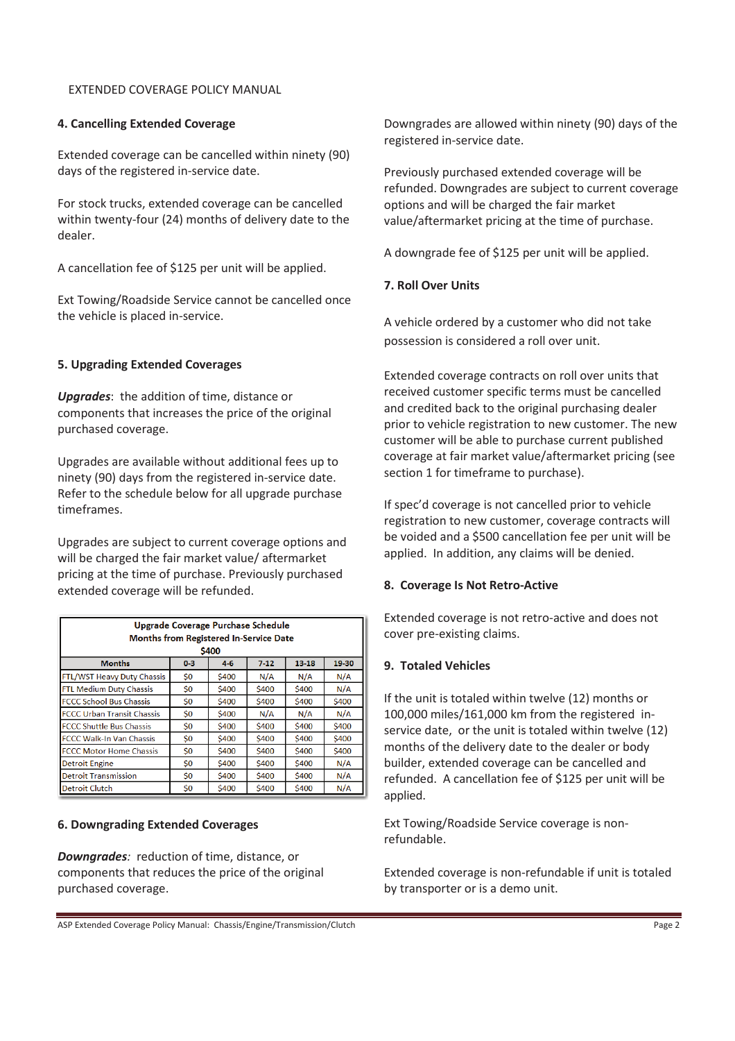## 4. Cancelling Extended Coverage

Extended coverage can be cancelled within ninety (90) days of the registered in-service date.

For stock trucks, extended coverage can be cancelled within twenty-four (24) months of delivery date to the dealer.

A cancellation fee of $125 per unit will be applied.

Ext Towing/Roadside Service cannot be cancelled once the vehicle is placed in-service.

## 5. Upgrading Extended Coverages

***Upgrades***: the addition of time, distance or components that increases the price of the original purchased coverage.

Upgrades are available without additional fees up to ninety (90) days from the registered in-service date. Refer to the schedule below for all upgrade purchase timeframes.

Upgrades are subject to current coverage options and will be charged the fair market value/ aftermarket pricing at the time of purchase. Previously purchased extended coverage will be refunded.

| Upgrade Coverage Purchase Schedule Months from Registered In-Service Date $400 | | | | | |
|---|---|---|---|---|---|
| Months | 0-3 | 4-6 | 7-12 | 13-18 | 19-30 |
| FTL/WST Heavy Duty Chassis | $0 | $400 | N/A | N/A | N/A |
| FTL Medium Duty Chassis | $0 | $400 | $400 | $400 | N/A |
| FCCC School Bus Chassis | $0 | $400 | $400 | $400 | $400 |
| FCCC Urban Transit Chassis | $0 | $400 | N/A | N/A | N/A |
| FCCC Shuttle Bus Chassis | $0 | $400 | $400 | $400 | $400 |
| FCCC Walk-In Van Chassis | $0 | $400 | $400 | $400 | $400 |
| FCCC Motor Home Chassis | $0 | $400 | $400 | $400 | $400 |
| Detroit Engine | $0 | $400 | $400 | $400 | N/A |
| Detroit Transmission | $0 | $400 | $400 | $400 | N/A |
| Detroit Clutch | $0 | $400 | $400 | $400 | N/A |

## 6. Downgrading Extended Coverages

***Downgrades**:* reduction of time, distance, or components that reduces the price of the original purchased coverage.

Downgrades are allowed within ninety (90) days of the registered in-service date.

Previously purchased extended coverage will be refunded. Downgrades are subject to current coverage options and will be charged the fair market value/aftermarket pricing at the time of purchase.

A downgrade fee of $125 per unit will be applied.

## 7. Roll Over Units

A vehicle ordered by a customer who did not take possession is considered a roll over unit.

Extended coverage contracts on roll over units that received customer specific terms must be cancelled and credited back to the original purchasing dealer prior to vehicle registration to new customer. The new customer will be able to purchase current published coverage at fair market value/aftermarket pricing (see section 1 for timeframe to purchase).

If spec'd coverage is not cancelled prior to vehicle registration to new customer, coverage contracts will be voided and a $500 cancellation fee per unit will be applied. In addition, any claims will be denied.

## 8. Coverage Is Not Retro-Active

Extended coverage is not retro-active and does not cover pre-existing claims.

## 9. Totaled Vehicles

If the unit is totaled within twelve (12) months or 100,000 miles/161,000 km from the registered in-service date, or the unit is totaled within twelve (12) months of the delivery date to the dealer or body builder, extended coverage can be cancelled and refunded. A cancellation fee of $125 per unit will be applied.

Ext Towing/Roadside Service coverage is non-refundable.

Extended coverage is non-refundable if unit is totaled by transporter or is a demo unit.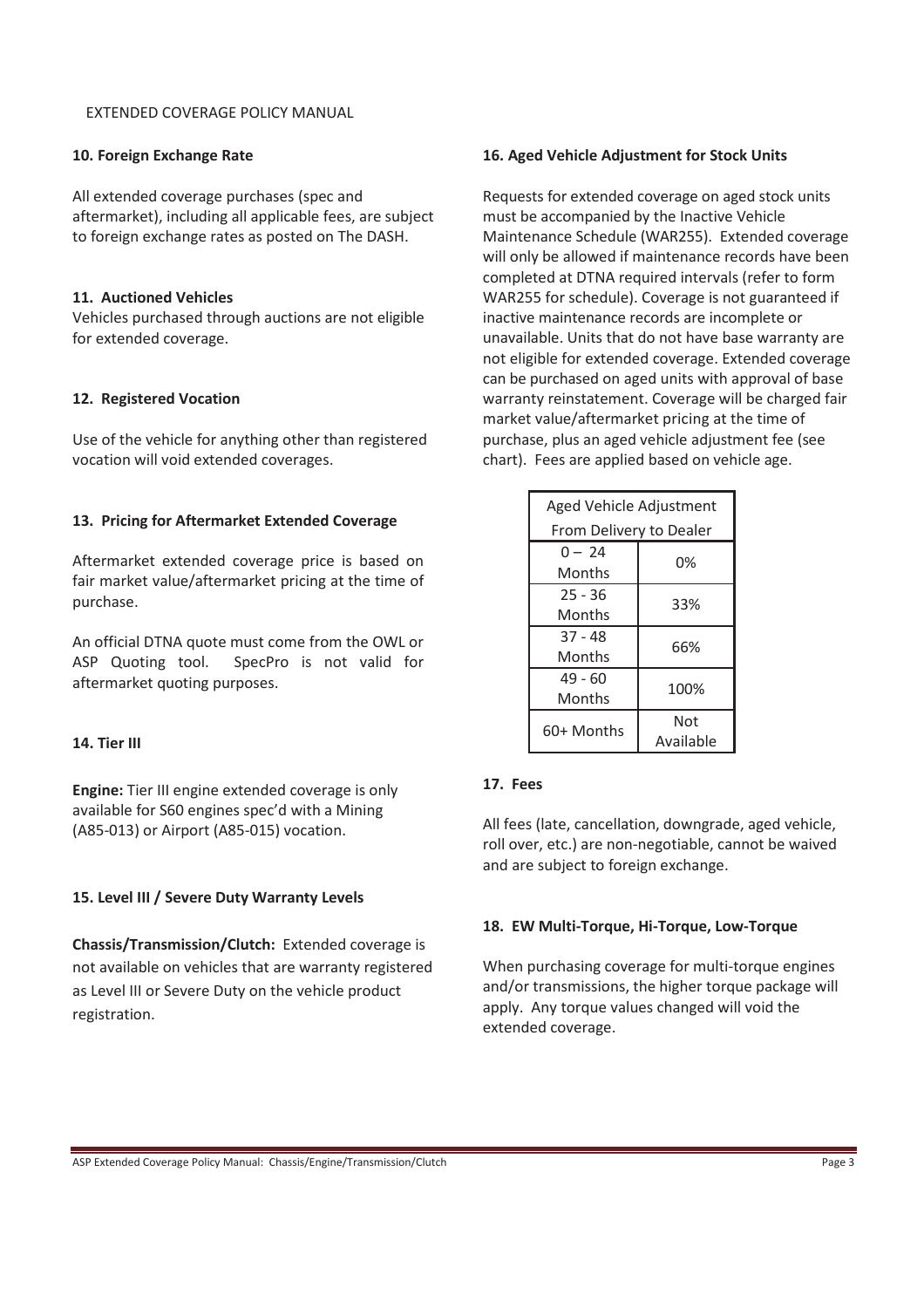### 10. Foreign Exchange Rate

All extended coverage purchases (spec and aftermarket), including all applicable fees, are subject to foreign exchange rates as posted on The DASH.

### 11. Auctioned Vehicles

Vehicles purchased through auctions are not eligible for extended coverage.

### 12. Registered Vocation

Use of the vehicle for anything other than registered vocation will void extended coverages.

### 13. Pricing for Aftermarket Extended Coverage

Aftermarket extended coverage price is based on fair market value/aftermarket pricing at the time of purchase.

An official DTNA quote must come from the OWL or ASP Quoting tool. SpecPro is not valid for aftermarket quoting purposes.

### 14. Tier III

**Engine:** Tier III engine extended coverage is only available for S60 engines spec'd with a Mining (A85-013) or Airport (A85-015) vocation.

### 15. Level III / Severe Duty Warranty Levels

**Chassis/Transmission/Clutch:** Extended coverage is not available on vehicles that are warranty registered as Level III or Severe Duty on the vehicle product registration.

### 16. Aged Vehicle Adjustment for Stock Units

Requests for extended coverage on aged stock units must be accompanied by the Inactive Vehicle Maintenance Schedule (WAR255). Extended coverage will only be allowed if maintenance records have been completed at DTNA required intervals (refer to form WAR255 for schedule). Coverage is not guaranteed if inactive maintenance records are incomplete or unavailable. Units that do not have base warranty are not eligible for extended coverage. Extended coverage can be purchased on aged units with approval of base warranty reinstatement. Coverage will be charged fair market value/aftermarket pricing at the time of purchase, plus an aged vehicle adjustment fee (see chart). Fees are applied based on vehicle age.

| Aged Vehicle Adjustment From Delivery to Dealer | |
|---|---|
| 0 – 24 Months | 0% |
| 25 - 36 Months | 33% |
| 37 - 48 Months | 66% |
| 49 - 60 Months | 100% |
| 60+ Months | Not Available |

### 17. Fees

All fees (late, cancellation, downgrade, aged vehicle, roll over, etc.) are non-negotiable, cannot be waived and are subject to foreign exchange.

### 18. EW Multi-Torque, Hi-Torque, Low-Torque

When purchasing coverage for multi-torque engines and/or transmissions, the higher torque package will apply. Any torque values changed will void the extended coverage.